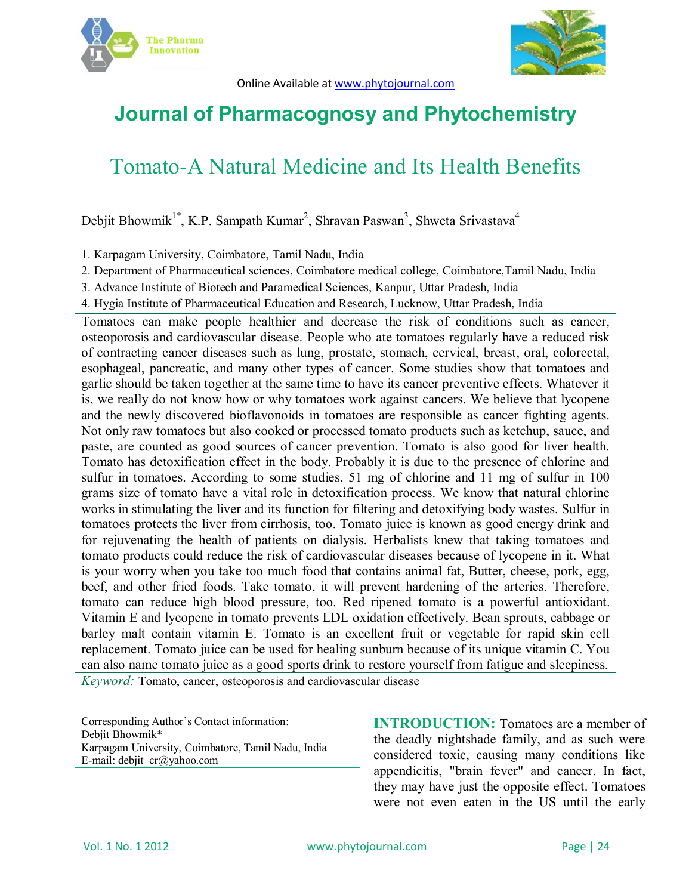Online Available at www.phytojournal.com

# Journal of Pharmacognosy and Phytochemistry

## Tomato-A Natural Medicine and Its Health Benefits

Debjit Bhowmik[1*], K.P. Sampath Kumar[2], Shravan Paswan[3], Shweta Srivastava[4]

1. Karpagam University, Coimbatore, Tamil Nadu, India
2. Department of Pharmaceutical sciences, Coimbatore medical college, Coimbatore,Tamil Nadu, India
3. Advance Institute of Biotech and Paramedical Sciences, Kanpur, Uttar Pradesh, India
4. Hygia Institute of Pharmaceutical Education and Research, Lucknow, Uttar Pradesh, India

Tomatoes can make people healthier and decrease the risk of conditions such as cancer, osteoporosis and cardiovascular disease. People who ate tomatoes regularly have a reduced risk of contracting cancer diseases such as lung, prostate, stomach, cervical, breast, oral, colorectal, esophageal, pancreatic, and many other types of cancer. Some studies show that tomatoes and garlic should be taken together at the same time to have its cancer preventive effects. Whatever it is, we really do not know how or why tomatoes work against cancers. We believe that lycopene and the newly discovered bioflavonoids in tomatoes are responsible as cancer fighting agents. Not only raw tomatoes but also cooked or processed tomato products such as ketchup, sauce, and paste, are counted as good sources of cancer prevention. Tomato is also good for liver health. Tomato has detoxification effect in the body. Probably it is due to the presence of chlorine and sulfur in tomatoes. According to some studies, 51 mg of chlorine and 11 mg of sulfur in 100 grams size of tomato have a vital role in detoxification process. We know that natural chlorine works in stimulating the liver and its function for filtering and detoxifying body wastes. Sulfur in tomatoes protects the liver from cirrhosis, too. Tomato juice is known as good energy drink and for rejuvenating the health of patients on dialysis. Herbalists knew that taking tomatoes and tomato products could reduce the risk of cardiovascular diseases because of lycopene in it. What is your worry when you take too much food that contains animal fat, Butter, cheese, pork, egg, beef, and other fried foods. Take tomato, it will prevent hardening of the arteries. Therefore, tomato can reduce high blood pressure, too. Red ripened tomato is a powerful antioxidant. Vitamin E and lycopene in tomato prevents LDL oxidation effectively. Bean sprouts, cabbage or barley malt contain vitamin E. Tomato is an excellent fruit or vegetable for rapid skin cell replacement. Tomato juice can be used for healing sunburn because of its unique vitamin C. You can also name tomato juice as a good sports drink to restore yourself from fatigue and sleepiness.

*Keyword:* Tomato, cancer, osteoporosis and cardiovascular disease

Corresponding Author's Contact information:
Debjit Bhowmik*
Karpagam University, Coimbatore, Tamil Nadu, India
E-mail: debjit_cr@yahoo.com

**INTRODUCTION:** Tomatoes are a member of the deadly nightshade family, and as such were considered toxic, causing many conditions like appendicitis, "brain fever" and cancer. In fact, they may have just the opposite effect. Tomatoes were not even eaten in the US until the early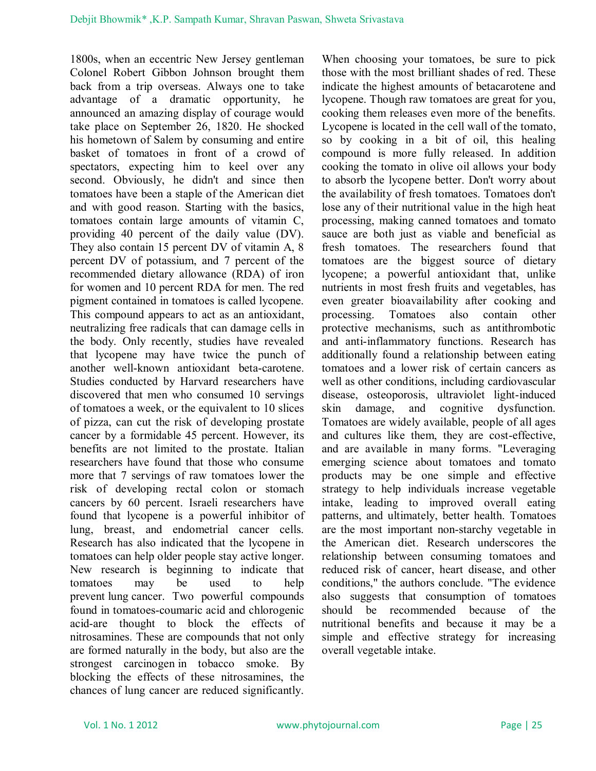1800s, when an eccentric New Jersey gentleman Colonel Robert Gibbon Johnson brought them back from a trip overseas. Always one to take advantage of a dramatic opportunity, he announced an amazing display of courage would take place on September 26, 1820. He shocked his hometown of Salem by consuming and entire basket of tomatoes in front of a crowd of spectators, expecting him to keel over any second. Obviously, he didn't and since then tomatoes have been a staple of the American diet and with good reason. Starting with the basics, tomatoes contain large amounts of vitamin C, providing 40 percent of the daily value (DV). They also contain 15 percent DV of vitamin A, 8 percent DV of potassium, and 7 percent of the recommended dietary allowance (RDA) of iron for women and 10 percent RDA for men. The red pigment contained in tomatoes is called lycopene. This compound appears to act as an antioxidant, neutralizing free radicals that can damage cells in the body. Only recently, studies have revealed that lycopene may have twice the punch of another well-known antioxidant beta-carotene. Studies conducted by Harvard researchers have discovered that men who consumed 10 servings of tomatoes a week, or the equivalent to 10 slices of pizza, can cut the risk of developing prostate cancer by a formidable 45 percent. However, its benefits are not limited to the prostate. Italian researchers have found that those who consume more that 7 servings of raw tomatoes lower the risk of developing rectal colon or stomach cancers by 60 percent. Israeli researchers have found that lycopene is a powerful inhibitor of lung, breast, and endometrial cancer cells. Research has also indicated that the lycopene in tomatoes can help older people stay active longer. New research is beginning to indicate that tomatoes may be used to help prevent lung cancer. Two powerful compounds found in tomatoes-coumaric acid and chlorogenic acid-are thought to block the effects of nitrosamines. These are compounds that not only are formed naturally in the body, but also are the strongest carcinogen in tobacco smoke. By blocking the effects of these nitrosamines, the chances of lung cancer are reduced significantly.

When choosing your tomatoes, be sure to pick those with the most brilliant shades of red. These indicate the highest amounts of betacarotene and lycopene. Though raw tomatoes are great for you, cooking them releases even more of the benefits. Lycopene is located in the cell wall of the tomato, so by cooking in a bit of oil, this healing compound is more fully released. In addition cooking the tomato in olive oil allows your body to absorb the lycopene better. Don't worry about the availability of fresh tomatoes. Tomatoes don't lose any of their nutritional value in the high heat processing, making canned tomatoes and tomato sauce are both just as viable and beneficial as fresh tomatoes. The researchers found that tomatoes are the biggest source of dietary lycopene; a powerful antioxidant that, unlike nutrients in most fresh fruits and vegetables, has even greater bioavailability after cooking and processing. Tomatoes also contain other protective mechanisms, such as antithrombotic and anti-inflammatory functions. Research has additionally found a relationship between eating tomatoes and a lower risk of certain cancers as well as other conditions, including cardiovascular disease, osteoporosis, ultraviolet light-induced skin damage, and cognitive dysfunction. Tomatoes are widely available, people of all ages and cultures like them, they are cost-effective, and are available in many forms. "Leveraging emerging science about tomatoes and tomato products may be one simple and effective strategy to help individuals increase vegetable intake, leading to improved overall eating patterns, and ultimately, better health. Tomatoes are the most important non-starchy vegetable in the American diet. Research underscores the relationship between consuming tomatoes and reduced risk of cancer, heart disease, and other conditions," the authors conclude. "The evidence also suggests that consumption of tomatoes should be recommended because of the nutritional benefits and because it may be a simple and effective strategy for increasing overall vegetable intake.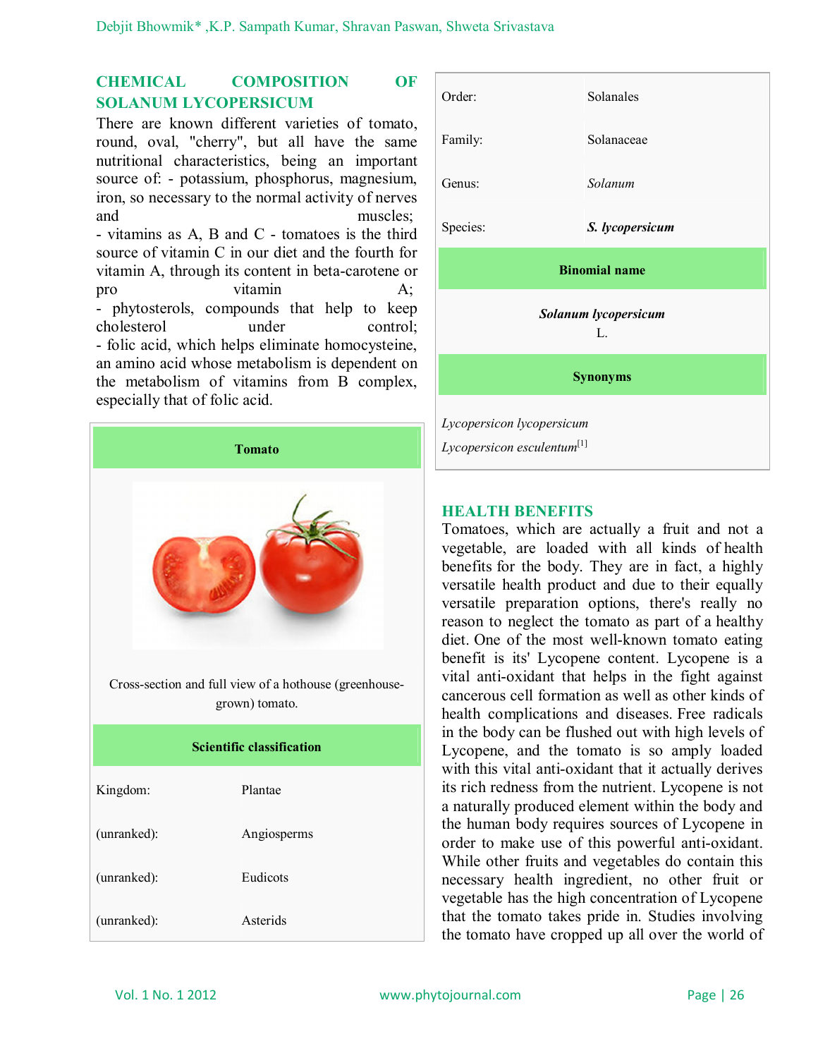## CHEMICAL COMPOSITION OF SOLANUM LYCOPERSICUM

There are known different varieties of tomato, round, oval, "cherry", but all have the same nutritional characteristics, being an important source of: - potassium, phosphorus, magnesium, iron, so necessary to the normal activity of nerves and muscles;
- vitamins as A, B and C - tomatoes is the third source of vitamin C in our diet and the fourth for vitamin A, through its content in beta-carotene or pro vitamin A;
- phytosterols, compounds that help to keep cholesterol under control;
- folic acid, which helps eliminate homocysteine, an amino acid whose metabolism is dependent on the metabolism of vitamins from B complex, especially that of folic acid.

| **Tomato** | |
|---|---|
| Cross-section and full view of a hothouse (greenhouse-grown) tomato. | |
| **Scientific classification** | |
| Kingdom: | Plantae |
| (unranked): | Angiosperms |
| (unranked): | Eudicots |
| (unranked): | Asterids |
| Order: | Solanales |
| Family: | Solanaceae |
| Genus: | *Solanum* |
| Species: | ***S. lycopersicum*** |
| **Binomial name** | |
| ***Solanum lycopersicum*** L. | |
| **Synonyms** | |
| *Lycopersicon lycopersicum* | |
| *Lycopersicon esculentum*[1] | |

## HEALTH BENEFITS

Tomatoes, which are actually a fruit and not a vegetable, are loaded with all kinds of health benefits for the body. They are in fact, a highly versatile health product and due to their equally versatile preparation options, there's really no reason to neglect the tomato as part of a healthy diet. One of the most well-known tomato eating benefit is its' Lycopene content. Lycopene is a vital anti-oxidant that helps in the fight against cancerous cell formation as well as other kinds of health complications and diseases. Free radicals in the body can be flushed out with high levels of Lycopene, and the tomato is so amply loaded with this vital anti-oxidant that it actually derives its rich redness from the nutrient. Lycopene is not a naturally produced element within the body and the human body requires sources of Lycopene in order to make use of this powerful anti-oxidant. While other fruits and vegetables do contain this necessary health ingredient, no other fruit or vegetable has the high concentration of Lycopene that the tomato takes pride in. Studies involving the tomato have cropped up all over the world of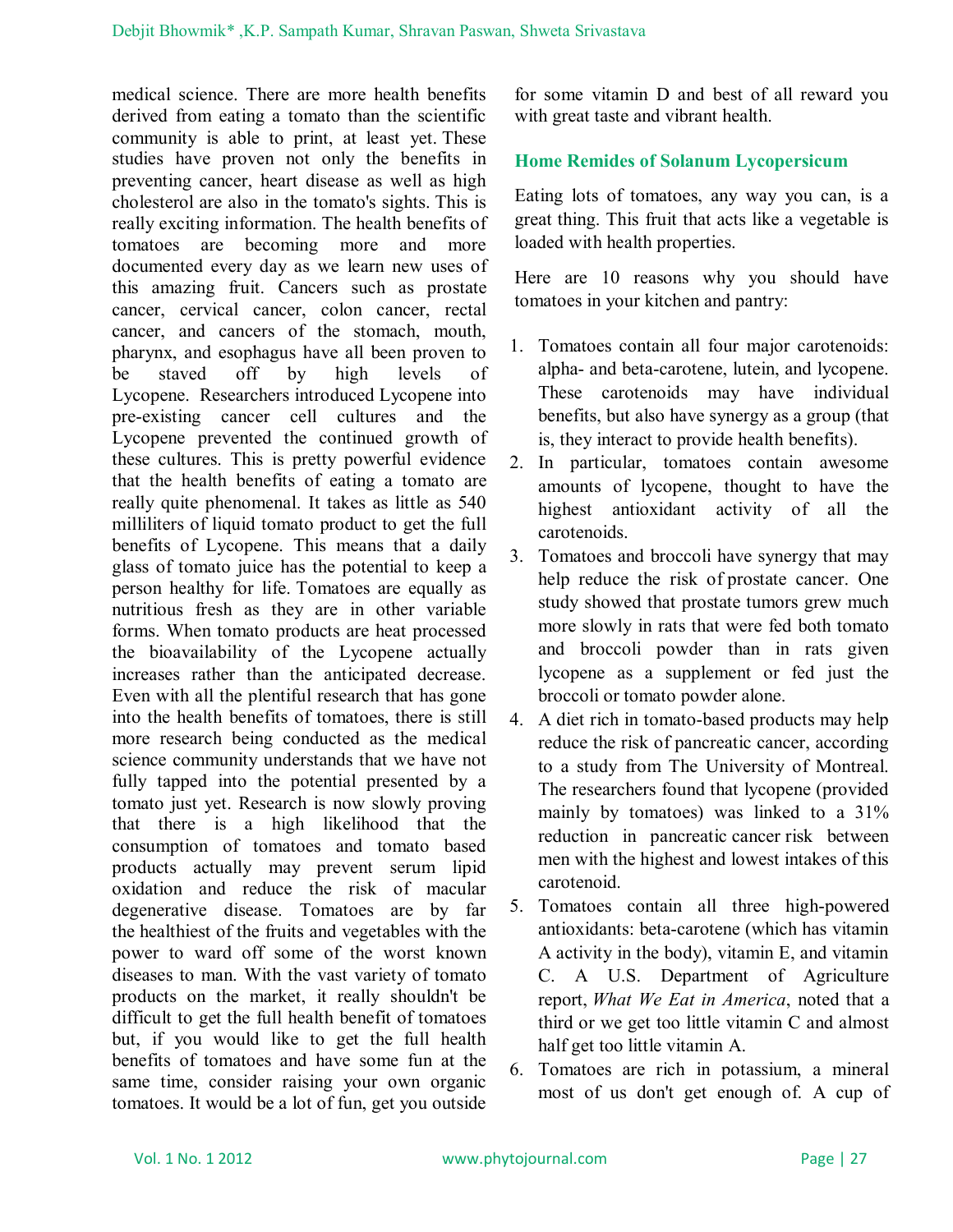medical science. There are more health benefits derived from eating a tomato than the scientific community is able to print, at least yet. These studies have proven not only the benefits in preventing cancer, heart disease as well as high cholesterol are also in the tomato's sights. This is really exciting information. The health benefits of tomatoes are becoming more and more documented every day as we learn new uses of this amazing fruit. Cancers such as prostate cancer, cervical cancer, colon cancer, rectal cancer, and cancers of the stomach, mouth, pharynx, and esophagus have all been proven to be staved off by high levels of Lycopene. Researchers introduced Lycopene into pre-existing cancer cell cultures and the Lycopene prevented the continued growth of these cultures. This is pretty powerful evidence that the health benefits of eating a tomato are really quite phenomenal. It takes as little as 540 milliliters of liquid tomato product to get the full benefits of Lycopene. This means that a daily glass of tomato juice has the potential to keep a person healthy for life. Tomatoes are equally as nutritious fresh as they are in other variable forms. When tomato products are heat processed the bioavailability of the Lycopene actually increases rather than the anticipated decrease. Even with all the plentiful research that has gone into the health benefits of tomatoes, there is still more research being conducted as the medical science community understands that we have not fully tapped into the potential presented by a tomato just yet. Research is now slowly proving that there is a high likelihood that the consumption of tomatoes and tomato based products actually may prevent serum lipid oxidation and reduce the risk of macular degenerative disease. Tomatoes are by far the healthiest of the fruits and vegetables with the power to ward off some of the worst known diseases to man. With the vast variety of tomato products on the market, it really shouldn't be difficult to get the full health benefit of tomatoes but, if you would like to get the full health benefits of tomatoes and have some fun at the same time, consider raising your own organic tomatoes. It would be a lot of fun, get you outside for some vitamin D and best of all reward you with great taste and vibrant health.

## Home Remides of Solanum Lycopersicum

Eating lots of tomatoes, any way you can, is a great thing. This fruit that acts like a vegetable is loaded with health properties.

Here are 10 reasons why you should have tomatoes in your kitchen and pantry:

1. Tomatoes contain all four major carotenoids: alpha- and beta-carotene, lutein, and lycopene. These carotenoids may have individual benefits, but also have synergy as a group (that is, they interact to provide health benefits).
2. In particular, tomatoes contain awesome amounts of lycopene, thought to have the highest antioxidant activity of all the carotenoids.
3. Tomatoes and broccoli have synergy that may help reduce the risk of prostate cancer. One study showed that prostate tumors grew much more slowly in rats that were fed both tomato and broccoli powder than in rats given lycopene as a supplement or fed just the broccoli or tomato powder alone.
4. A diet rich in tomato-based products may help reduce the risk of pancreatic cancer, according to a study from The University of Montreal. The researchers found that lycopene (provided mainly by tomatoes) was linked to a 31% reduction in pancreatic cancer risk between men with the highest and lowest intakes of this carotenoid.
5. Tomatoes contain all three high-powered antioxidants: beta-carotene (which has vitamin A activity in the body), vitamin E, and vitamin C. A U.S. Department of Agriculture report, *What We Eat in America*, noted that a third or we get too little vitamin C and almost half get too little vitamin A.
6. Tomatoes are rich in potassium, a mineral most of us don't get enough of. A cup of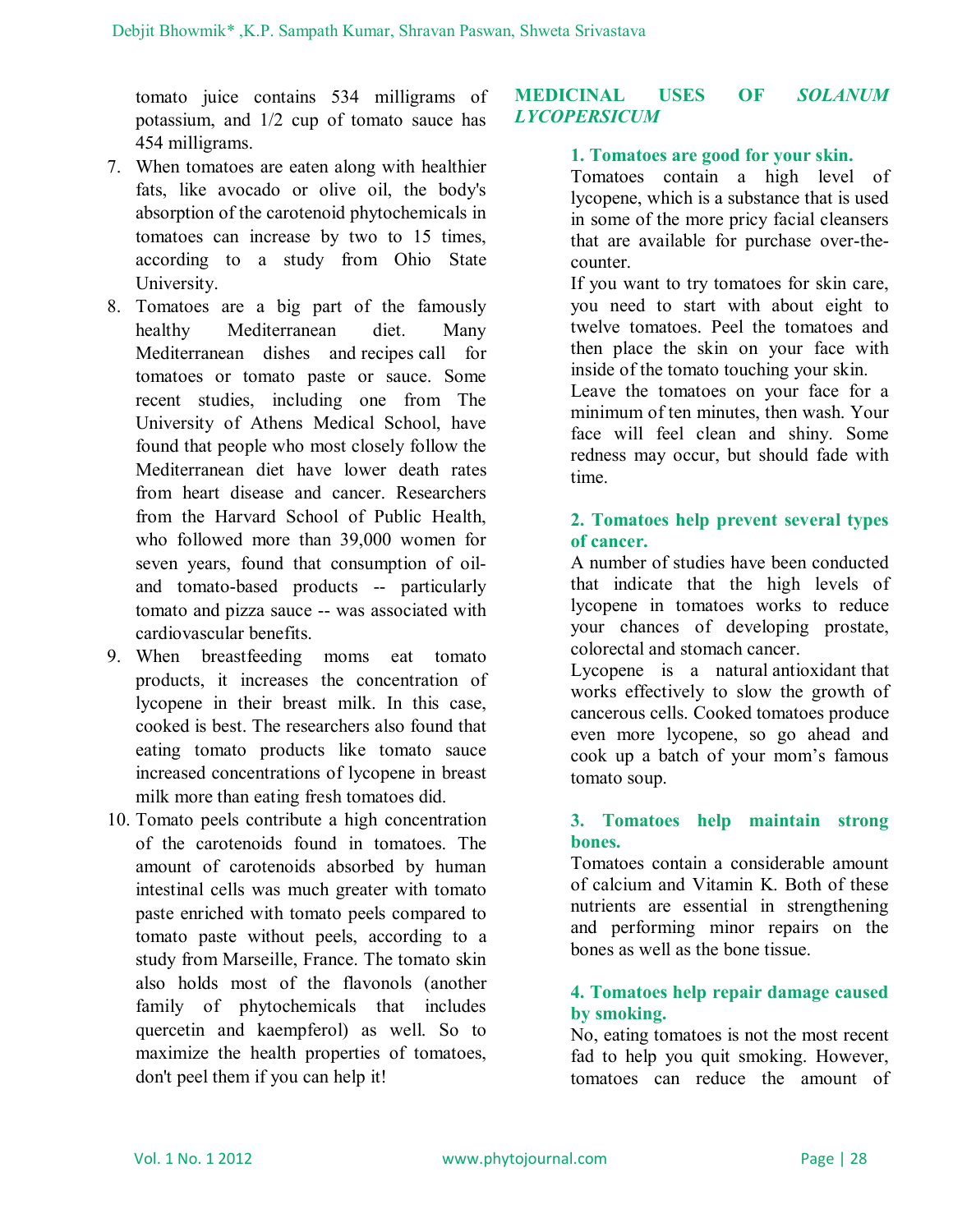tomato juice contains 534 milligrams of potassium, and 1/2 cup of tomato sauce has 454 milligrams.

7. When tomatoes are eaten along with healthier fats, like avocado or olive oil, the body's absorption of the carotenoid phytochemicals in tomatoes can increase by two to 15 times, according to a study from Ohio State University.
8. Tomatoes are a big part of the famously healthy Mediterranean diet. Many Mediterranean dishes and recipes call for tomatoes or tomato paste or sauce. Some recent studies, including one from The University of Athens Medical School, have found that people who most closely follow the Mediterranean diet have lower death rates from heart disease and cancer. Researchers from the Harvard School of Public Health, who followed more than 39,000 women for seven years, found that consumption of oil- and tomato-based products -- particularly tomato and pizza sauce -- was associated with cardiovascular benefits.
9. When breastfeeding moms eat tomato products, it increases the concentration of lycopene in their breast milk. In this case, cooked is best. The researchers also found that eating tomato products like tomato sauce increased concentrations of lycopene in breast milk more than eating fresh tomatoes did.
10. Tomato peels contribute a high concentration of the carotenoids found in tomatoes. The amount of carotenoids absorbed by human intestinal cells was much greater with tomato paste enriched with tomato peels compared to tomato paste without peels, according to a study from Marseille, France. The tomato skin also holds most of the flavonols (another family of phytochemicals that includes quercetin and kaempferol) as well. So to maximize the health properties of tomatoes, don't peel them if you can help it!

## MEDICINAL USES OF *SOLANUM LYCOPERSICUM*

### 1. Tomatoes are good for your skin.

Tomatoes contain a high level of lycopene, which is a substance that is used in some of the more pricy facial cleansers that are available for purchase over-the-counter.

If you want to try tomatoes for skin care, you need to start with about eight to twelve tomatoes. Peel the tomatoes and then place the skin on your face with inside of the tomato touching your skin.

Leave the tomatoes on your face for a minimum of ten minutes, then wash. Your face will feel clean and shiny. Some redness may occur, but should fade with time.

### 2. Tomatoes help prevent several types of cancer.

A number of studies have been conducted that indicate that the high levels of lycopene in tomatoes works to reduce your chances of developing prostate, colorectal and stomach cancer.

Lycopene is a natural antioxidant that works effectively to slow the growth of cancerous cells. Cooked tomatoes produce even more lycopene, so go ahead and cook up a batch of your mom's famous tomato soup.

### 3. Tomatoes help maintain strong bones.

Tomatoes contain a considerable amount of calcium and Vitamin K. Both of these nutrients are essential in strengthening and performing minor repairs on the bones as well as the bone tissue.

### 4. Tomatoes help repair damage caused by smoking.

No, eating tomatoes is not the most recent fad to help you quit smoking. However, tomatoes can reduce the amount of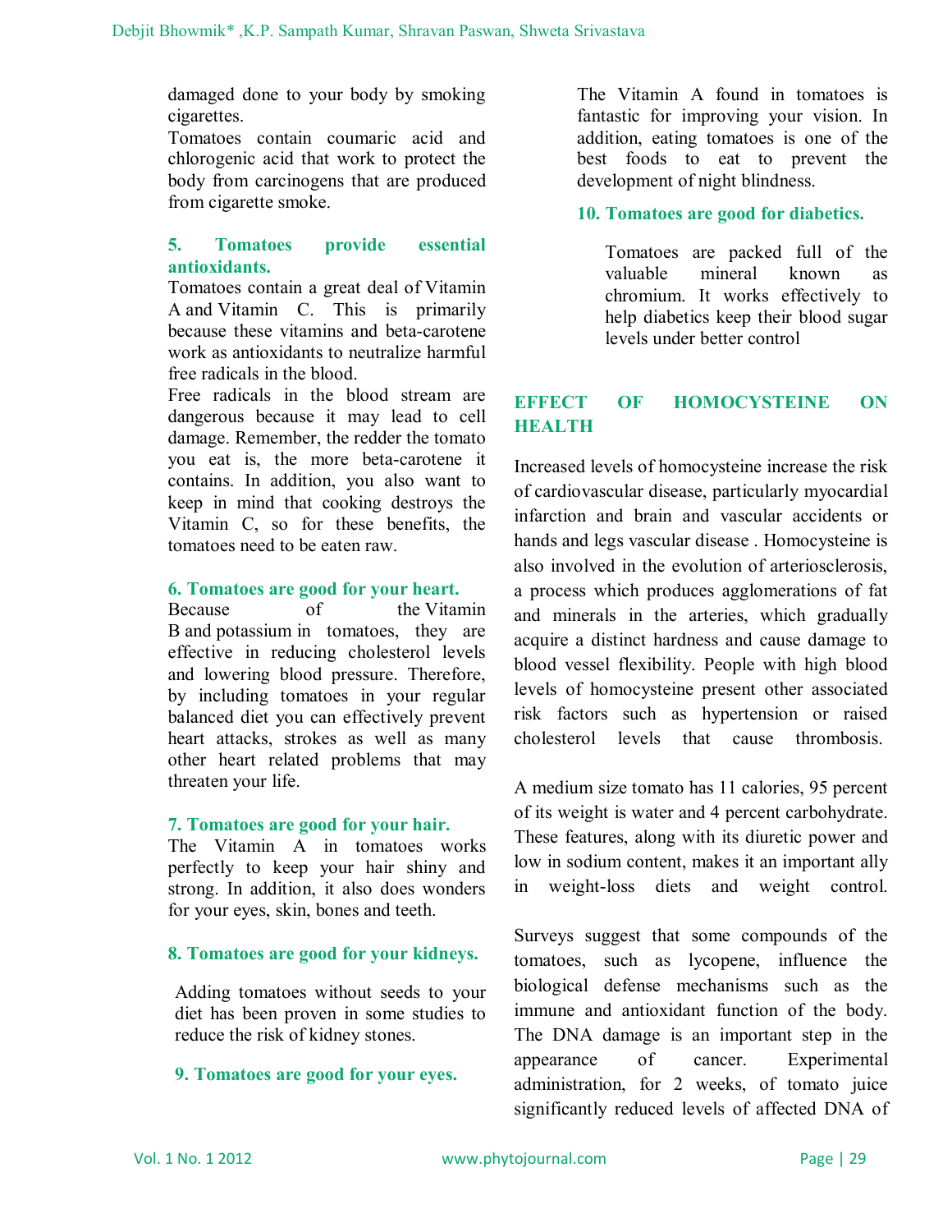damaged done to your body by smoking cigarettes.

Tomatoes contain coumaric acid and chlorogenic acid that work to protect the body from carcinogens that are produced from cigarette smoke.

### 5. Tomatoes provide essential antioxidants.

Tomatoes contain a great deal of Vitamin A and Vitamin C. This is primarily because these vitamins and beta-carotene work as antioxidants to neutralize harmful free radicals in the blood.

Free radicals in the blood stream are dangerous because it may lead to cell damage. Remember, the redder the tomato you eat is, the more beta-carotene it contains. In addition, you also want to keep in mind that cooking destroys the Vitamin C, so for these benefits, the tomatoes need to be eaten raw.

### 6. Tomatoes are good for your heart.

Because of the Vitamin B and potassium in tomatoes, they are effective in reducing cholesterol levels and lowering blood pressure. Therefore, by including tomatoes in your regular balanced diet you can effectively prevent heart attacks, strokes as well as many other heart related problems that may threaten your life.

### 7. Tomatoes are good for your hair.

The Vitamin A in tomatoes works perfectly to keep your hair shiny and strong. In addition, it also does wonders for your eyes, skin, bones and teeth.

### 8. Tomatoes are good for your kidneys.

Adding tomatoes without seeds to your diet has been proven in some studies to reduce the risk of kidney stones.

### 9. Tomatoes are good for your eyes.

The Vitamin A found in tomatoes is fantastic for improving your vision. In addition, eating tomatoes is one of the best foods to eat to prevent the development of night blindness.

### 10. Tomatoes are good for diabetics.

Tomatoes are packed full of the valuable mineral known as chromium. It works effectively to help diabetics keep their blood sugar levels under better control

## EFFECT OF HOMOCYSTEINE ON HEALTH

Increased levels of homocysteine increase the risk of cardiovascular disease, particularly myocardial infarction and brain and vascular accidents or hands and legs vascular disease . Homocysteine is also involved in the evolution of arteriosclerosis, a process which produces agglomerations of fat and minerals in the arteries, which gradually acquire a distinct hardness and cause damage to blood vessel flexibility. People with high blood levels of homocysteine present other associated risk factors such as hypertension or raised cholesterol levels that cause thrombosis.

A medium size tomato has 11 calories, 95 percent of its weight is water and 4 percent carbohydrate. These features, along with its diuretic power and low in sodium content, makes it an important ally in weight-loss diets and weight control.

Surveys suggest that some compounds of the tomatoes, such as lycopene, influence the biological defense mechanisms such as the immune and antioxidant function of the body. The DNA damage is an important step in the appearance of cancer. Experimental administration, for 2 weeks, of tomato juice significantly reduced levels of affected DNA of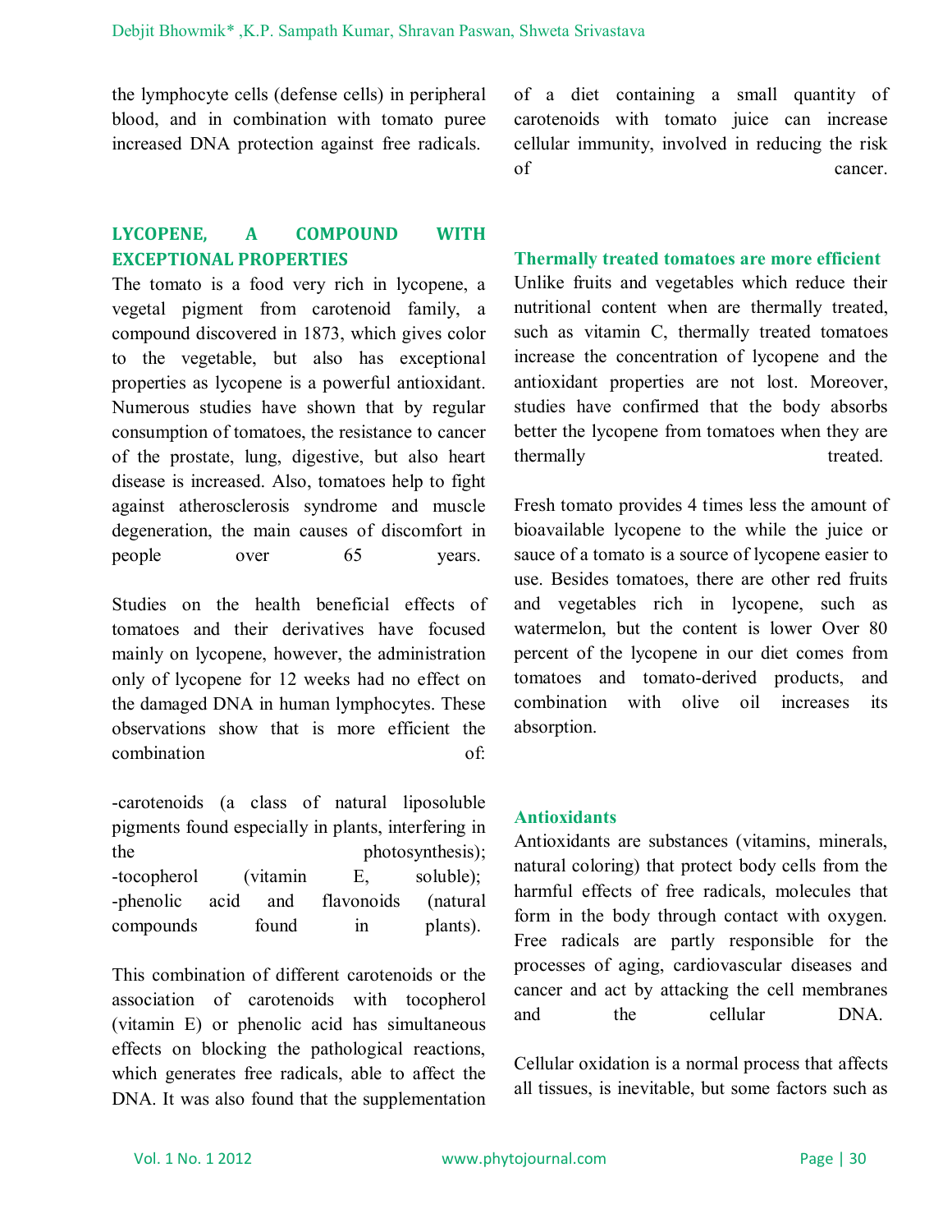the lymphocyte cells (defense cells) in peripheral blood, and in combination with tomato puree increased DNA protection against free radicals.

## LYCOPENE, A COMPOUND WITH EXCEPTIONAL PROPERTIES

The tomato is a food very rich in lycopene, a vegetal pigment from carotenoid family, a compound discovered in 1873, which gives color to the vegetable, but also has exceptional properties as lycopene is a powerful antioxidant. Numerous studies have shown that by regular consumption of tomatoes, the resistance to cancer of the prostate, lung, digestive, but also heart disease is increased. Also, tomatoes help to fight against atherosclerosis syndrome and muscle degeneration, the main causes of discomfort in people over 65 years.

Studies on the health beneficial effects of tomatoes and their derivatives have focused mainly on lycopene, however, the administration only of lycopene for 12 weeks had no effect on the damaged DNA in human lymphocytes. These observations show that is more efficient the combination of:

-carotenoids (a class of natural liposoluble pigments found especially in plants, interfering in the photosynthesis);
-tocopherol (vitamin E, soluble);
-phenolic acid and flavonoids (natural compounds found in plants).

This combination of different carotenoids or the association of carotenoids with tocopherol (vitamin E) or phenolic acid has simultaneous effects on blocking the pathological reactions, which generates free radicals, able to affect the DNA. It was also found that the supplementation of a diet containing a small quantity of carotenoids with tomato juice can increase cellular immunity, involved in reducing the risk of cancer.

### Thermally treated tomatoes are more efficient

Unlike fruits and vegetables which reduce their nutritional content when are thermally treated, such as vitamin C, thermally treated tomatoes increase the concentration of lycopene and the antioxidant properties are not lost. Moreover, studies have confirmed that the body absorbs better the lycopene from tomatoes when they are thermally treated.

Fresh tomato provides 4 times less the amount of bioavailable lycopene to the while the juice or sauce of a tomato is a source of lycopene easier to use. Besides tomatoes, there are other red fruits and vegetables rich in lycopene, such as watermelon, but the content is lower Over 80 percent of the lycopene in our diet comes from tomatoes and tomato-derived products, and combination with olive oil increases its absorption.

### Antioxidants

Antioxidants are substances (vitamins, minerals, natural coloring) that protect body cells from the harmful effects of free radicals, molecules that form in the body through contact with oxygen. Free radicals are partly responsible for the processes of aging, cardiovascular diseases and cancer and act by attacking the cell membranes and the cellular DNA.

Cellular oxidation is a normal process that affects all tissues, is inevitable, but some factors such as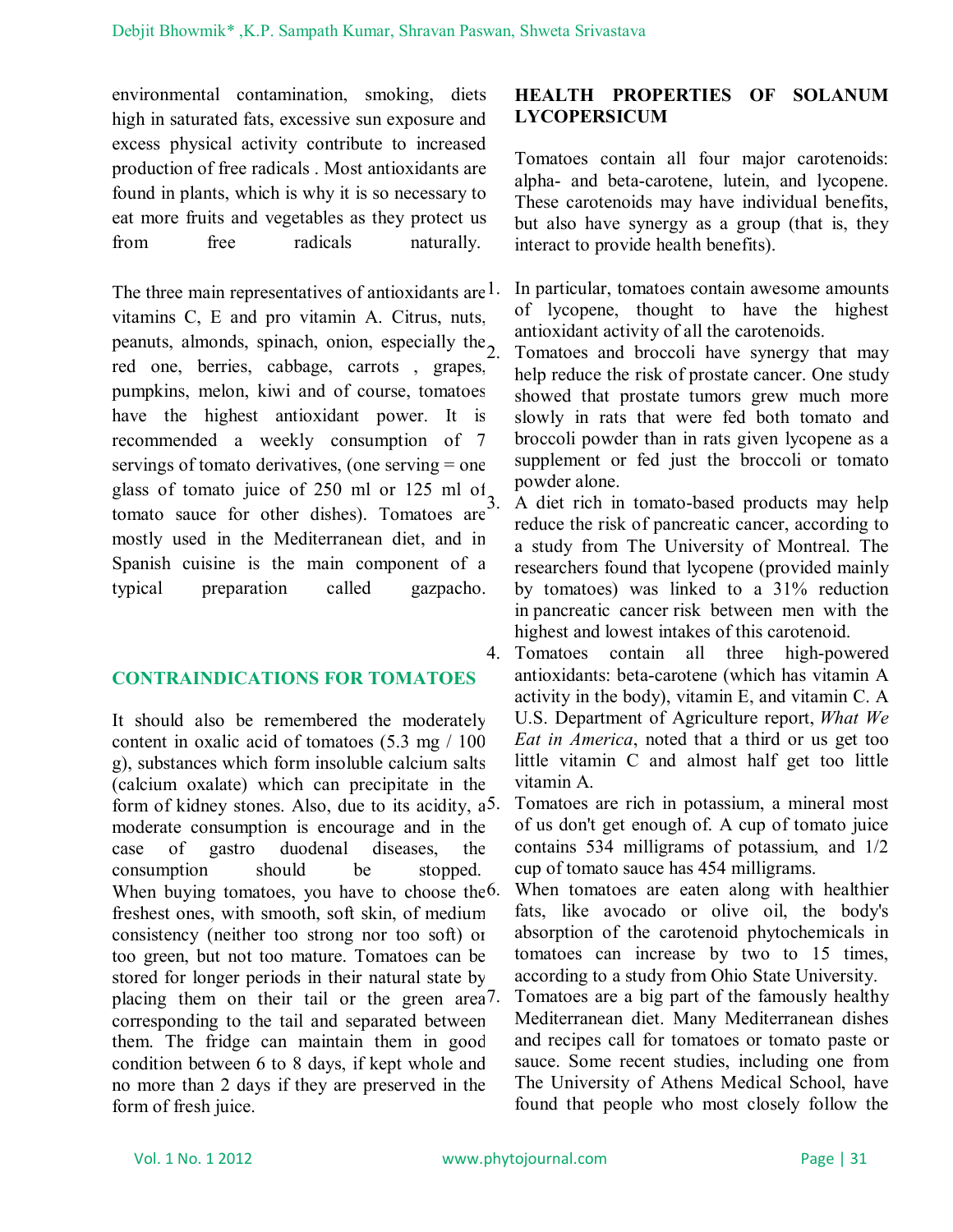environmental contamination, smoking, diets high in saturated fats, excessive sun exposure and excess physical activity contribute to increased production of free radicals . Most antioxidants are found in plants, which is why it is so necessary to eat more fruits and vegetables as they protect us from free radicals naturally.

The three main representatives of antioxidants are vitamins C, E and pro vitamin A. Citrus, nuts, peanuts, almonds, spinach, onion, especially the red one, berries, cabbage, carrots , grapes, pumpkins, melon, kiwi and of course, tomatoes have the highest antioxidant power. It is recommended a weekly consumption of 7 servings of tomato derivatives, (one serving = one glass of tomato juice of 250 ml or 125 ml of tomato sauce for other dishes). Tomatoes are mostly used in the Mediterranean diet, and in Spanish cuisine is the main component of a typical preparation called gazpacho.

## CONTRAINDICATIONS FOR TOMATOES

It should also be remembered the moderately content in oxalic acid of tomatoes (5.3 mg / 100 g), substances which form insoluble calcium salts (calcium oxalate) which can precipitate in the form of kidney stones. Also, due to its acidity, a moderate consumption is encourage and in the case of gastro duodenal diseases, the consumption should be stopped. When buying tomatoes, you have to choose the freshest ones, with smooth, soft skin, of medium consistency (neither too strong nor too soft) or too green, but not too mature. Tomatoes can be stored for longer periods in their natural state by placing them on their tail or the green area corresponding to the tail and separated between them. The fridge can maintain them in good condition between 6 to 8 days, if kept whole and no more than 2 days if they are preserved in the form of fresh juice.

## HEALTH PROPERTIES OF SOLANUM LYCOPERSICUM

Tomatoes contain all four major carotenoids: alpha- and beta-carotene, lutein, and lycopene. These carotenoids may have individual benefits, but also have synergy as a group (that is, they interact to provide health benefits).

1. In particular, tomatoes contain awesome amounts of lycopene, thought to have the highest antioxidant activity of all the carotenoids.
2. Tomatoes and broccoli have synergy that may help reduce the risk of prostate cancer. One study showed that prostate tumors grew much more slowly in rats that were fed both tomato and broccoli powder than in rats given lycopene as a supplement or fed just the broccoli or tomato powder alone.
3. A diet rich in tomato-based products may help reduce the risk of pancreatic cancer, according to a study from The University of Montreal. The researchers found that lycopene (provided mainly by tomatoes) was linked to a 31% reduction in pancreatic cancer risk between men with the highest and lowest intakes of this carotenoid.
4. Tomatoes contain all three high-powered antioxidants: beta-carotene (which has vitamin A activity in the body), vitamin E, and vitamin C. A U.S. Department of Agriculture report, *What We Eat in America*, noted that a third or us get too little vitamin C and almost half get too little vitamin A.
5. Tomatoes are rich in potassium, a mineral most of us don't get enough of. A cup of tomato juice contains 534 milligrams of potassium, and 1/2 cup of tomato sauce has 454 milligrams.
6. When tomatoes are eaten along with healthier fats, like avocado or olive oil, the body's absorption of the carotenoid phytochemicals in tomatoes can increase by two to 15 times, according to a study from Ohio State University.
7. Tomatoes are a big part of the famously healthy Mediterranean diet. Many Mediterranean dishes and recipes call for tomatoes or tomato paste or sauce. Some recent studies, including one from The University of Athens Medical School, have found that people who most closely follow the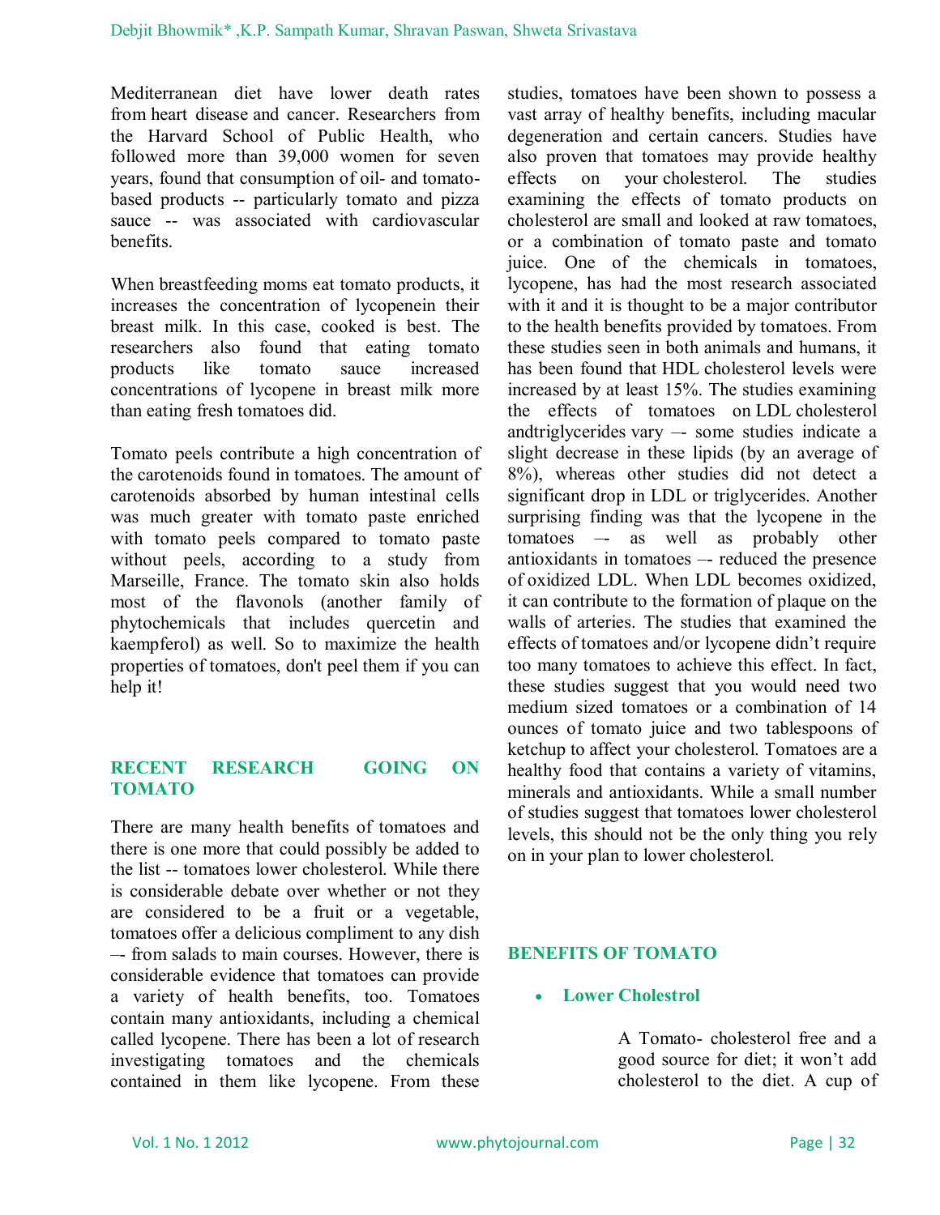Mediterranean diet have lower death rates from heart disease and cancer. Researchers from the Harvard School of Public Health, who followed more than 39,000 women for seven years, found that consumption of oil- and tomato-based products -- particularly tomato and pizza sauce -- was associated with cardiovascular benefits.

When breastfeeding moms eat tomato products, it increases the concentration of lycopenein their breast milk. In this case, cooked is best. The researchers also found that eating tomato products like tomato sauce increased concentrations of lycopene in breast milk more than eating fresh tomatoes did.

Tomato peels contribute a high concentration of the carotenoids found in tomatoes. The amount of carotenoids absorbed by human intestinal cells was much greater with tomato paste enriched with tomato peels compared to tomato paste without peels, according to a study from Marseille, France. The tomato skin also holds most of the flavonols (another family of phytochemicals that includes quercetin and kaempferol) as well. So to maximize the health properties of tomatoes, don't peel them if you can help it!

## RECENT RESEARCH GOING ON TOMATO

There are many health benefits of tomatoes and there is one more that could possibly be added to the list -- tomatoes lower cholesterol. While there is considerable debate over whether or not they are considered to be a fruit or a vegetable, tomatoes offer a delicious compliment to any dish –- from salads to main courses. However, there is considerable evidence that tomatoes can provide a variety of health benefits, too. Tomatoes contain many antioxidants, including a chemical called lycopene. There has been a lot of research investigating tomatoes and the chemicals contained in them like lycopene. From these studies, tomatoes have been shown to possess a vast array of healthy benefits, including macular degeneration and certain cancers. Studies have also proven that tomatoes may provide healthy effects on your cholesterol. The studies examining the effects of tomato products on cholesterol are small and looked at raw tomatoes, or a combination of tomato paste and tomato juice. One of the chemicals in tomatoes, lycopene, has had the most research associated with it and it is thought to be a major contributor to the health benefits provided by tomatoes. From these studies seen in both animals and humans, it has been found that HDL cholesterol levels were increased by at least 15%. The studies examining the effects of tomatoes on LDL cholesterol andtriglycerides vary –- some studies indicate a slight decrease in these lipids (by an average of 8%), whereas other studies did not detect a significant drop in LDL or triglycerides. Another surprising finding was that the lycopene in the tomatoes –- as well as probably other antioxidants in tomatoes –- reduced the presence of oxidized LDL. When LDL becomes oxidized, it can contribute to the formation of plaque on the walls of arteries. The studies that examined the effects of tomatoes and/or lycopene didn't require too many tomatoes to achieve this effect. In fact, these studies suggest that you would need two medium sized tomatoes or a combination of 14 ounces of tomato juice and two tablespoons of ketchup to affect your cholesterol. Tomatoes are a healthy food that contains a variety of vitamins, minerals and antioxidants. While a small number of studies suggest that tomatoes lower cholesterol levels, this should not be the only thing you rely on in your plan to lower cholesterol.

## BENEFITS OF TOMATO

- **Lower Cholestrol**

A Tomato- cholesterol free and a good source for diet; it won't add cholesterol to the diet. A cup of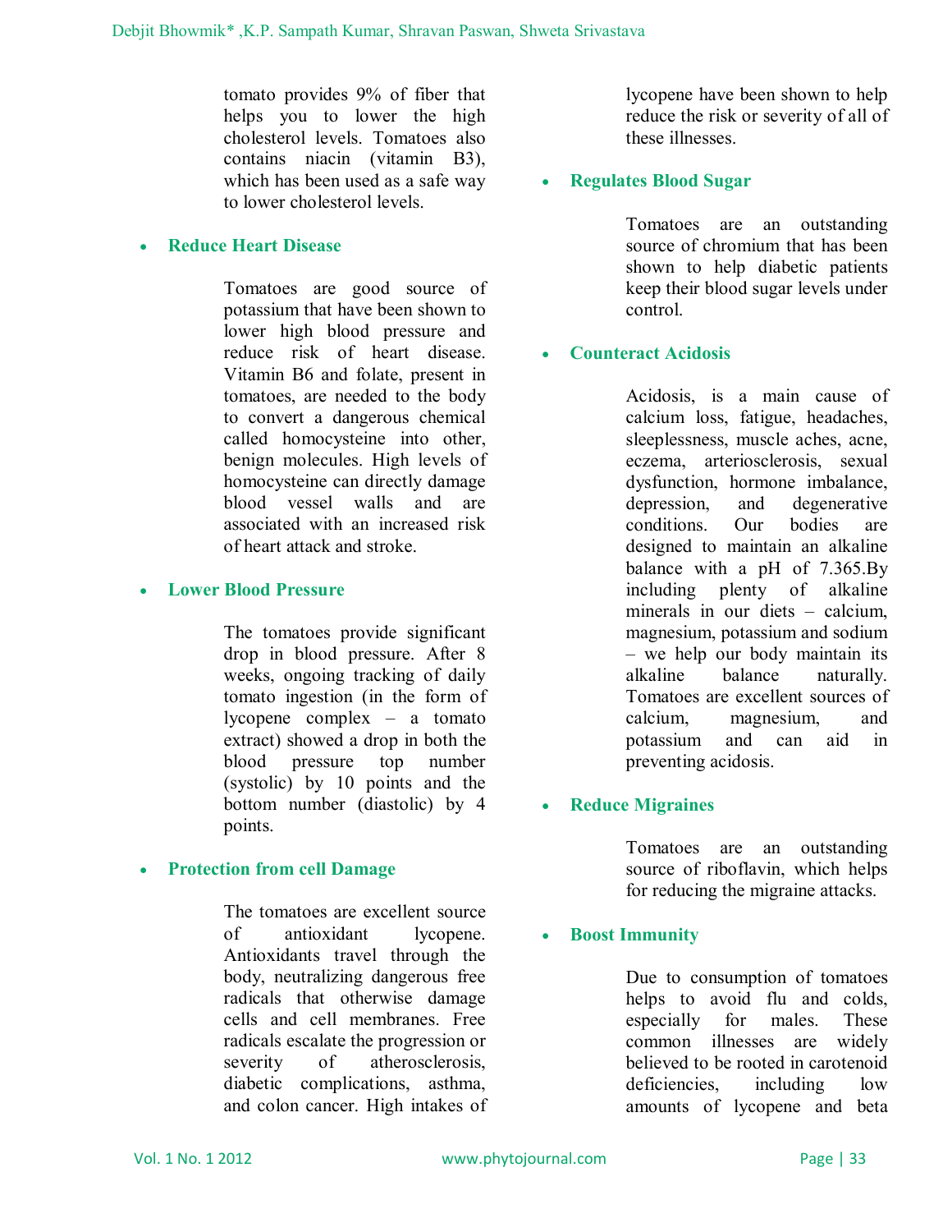tomato provides 9% of fiber that helps you to lower the high cholesterol levels. Tomatoes also contains niacin (vitamin B3), which has been used as a safe way to lower cholesterol levels.

- **Reduce Heart Disease**

Tomatoes are good source of potassium that have been shown to lower high blood pressure and reduce risk of heart disease. Vitamin B6 and folate, present in tomatoes, are needed to the body to convert a dangerous chemical called homocysteine into other, benign molecules. High levels of homocysteine can directly damage blood vessel walls and are associated with an increased risk of heart attack and stroke.

- **Lower Blood Pressure**

The tomatoes provide significant drop in blood pressure. After 8 weeks, ongoing tracking of daily tomato ingestion (in the form of lycopene complex – a tomato extract) showed a drop in both the blood pressure top number (systolic) by 10 points and the bottom number (diastolic) by 4 points.

- **Protection from cell Damage**

The tomatoes are excellent source of antioxidant lycopene. Antioxidants travel through the body, neutralizing dangerous free radicals that otherwise damage cells and cell membranes. Free radicals escalate the progression or severity of atherosclerosis, diabetic complications, asthma, and colon cancer. High intakes of lycopene have been shown to help reduce the risk or severity of all of these illnesses.

- **Regulates Blood Sugar**

Tomatoes are an outstanding source of chromium that has been shown to help diabetic patients keep their blood sugar levels under control.

- **Counteract Acidosis**

Acidosis, is a main cause of calcium loss, fatigue, headaches, sleeplessness, muscle aches, acne, eczema, arteriosclerosis, sexual dysfunction, hormone imbalance, depression, and degenerative conditions. Our bodies are designed to maintain an alkaline balance with a pH of 7.365.By including plenty of alkaline minerals in our diets – calcium, magnesium, potassium and sodium – we help our body maintain its alkaline balance naturally. Tomatoes are excellent sources of calcium, magnesium, and potassium and can aid in preventing acidosis.

- **Reduce Migraines**

Tomatoes are an outstanding source of riboflavin, which helps for reducing the migraine attacks.

- **Boost Immunity**

Due to consumption of tomatoes helps to avoid flu and colds, especially for males. These common illnesses are widely believed to be rooted in carotenoid deficiencies, including low amounts of lycopene and beta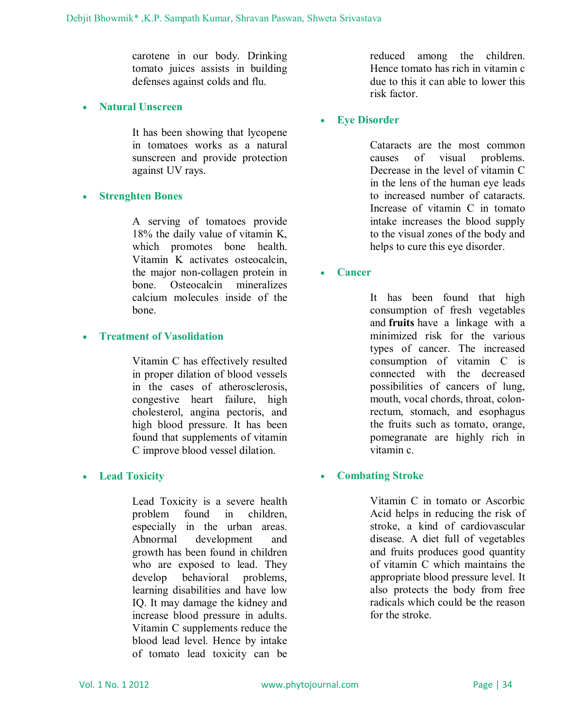carotene in our body. Drinking tomato juices assists in building defenses against colds and flu.

- **Natural Unscreen**

  It has been showing that lycopene in tomatoes works as a natural sunscreen and provide protection against UV rays.

- **Strenghten Bones**

  A serving of tomatoes provide 18% the daily value of vitamin K, which promotes bone health. Vitamin K activates osteocalcin, the major non-collagen protein in bone. Osteocalcin mineralizes calcium molecules inside of the bone.

- **Treatment of Vasolidation**

  Vitamin C has effectively resulted in proper dilation of blood vessels in the cases of atherosclerosis, congestive heart failure, high cholesterol, angina pectoris, and high blood pressure. It has been found that supplements of vitamin C improve blood vessel dilation.

- **Lead Toxicity**

  Lead Toxicity is a severe health problem found in children, especially in the urban areas. Abnormal development and growth has been found in children who are exposed to lead. They develop behavioral problems, learning disabilities and have low IQ. It may damage the kidney and increase blood pressure in adults. Vitamin C supplements reduce the blood lead level. Hence by intake of tomato lead toxicity can be reduced among the children. Hence tomato has rich in vitamin c due to this it can able to lower this risk factor.

- **Eye Disorder**

  Cataracts are the most common causes of visual problems. Decrease in the level of vitamin C in the lens of the human eye leads to increased number of cataracts. Increase of vitamin C in tomato intake increases the blood supply to the visual zones of the body and helps to cure this eye disorder.

- **Cancer**

  It has been found that high consumption of fresh vegetables and **fruits** have a linkage with a minimized risk for the various types of cancer. The increased consumption of vitamin C is connected with the decreased possibilities of cancers of lung, mouth, vocal chords, throat, colon-rectum, stomach, and esophagus the fruits such as tomato, orange, pomegranate are highly rich in vitamin c.

- **Combating Stroke**

  Vitamin C in tomato or Ascorbic Acid helps in reducing the risk of stroke, a kind of cardiovascular disease. A diet full of vegetables and fruits produces good quantity of vitamin C which maintains the appropriate blood pressure level. It also protects the body from free radicals which could be the reason for the stroke.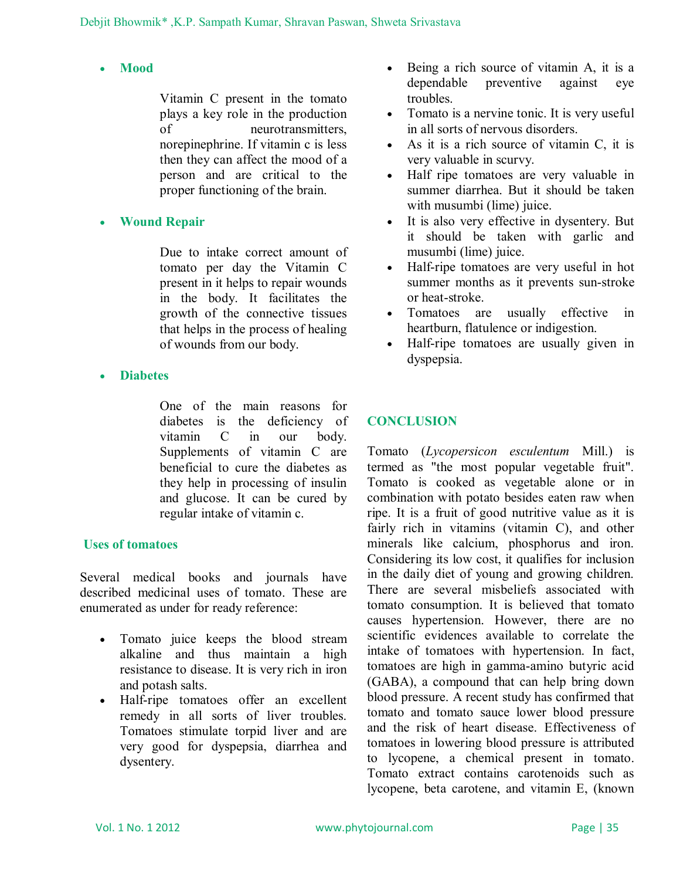- **Mood**

  Vitamin C present in the tomato plays a key role in the production of neurotransmitters, norepinephrine. If vitamin c is less then they can affect the mood of a person and are critical to the proper functioning of the brain.

- **Wound Repair**

  Due to intake correct amount of tomato per day the Vitamin C present in it helps to repair wounds in the body. It facilitates the growth of the connective tissues that helps in the process of healing of wounds from our body.

- **Diabetes**

  One of the main reasons for diabetes is the deficiency of vitamin C in our body. Supplements of vitamin C are beneficial to cure the diabetes as they help in processing of insulin and glucose. It can be cured by regular intake of vitamin c.

## Uses of tomatoes

Several medical books and journals have described medicinal uses of tomato. These are enumerated as under for ready reference:

- Tomato juice keeps the blood stream alkaline and thus maintain a high resistance to disease. It is very rich in iron and potash salts.
- Half-ripe tomatoes offer an excellent remedy in all sorts of liver troubles. Tomatoes stimulate torpid liver and are very good for dyspepsia, diarrhea and dysentery.
- Being a rich source of vitamin A, it is a dependable preventive against eye troubles.
- Tomato is a nervine tonic. It is very useful in all sorts of nervous disorders.
- As it is a rich source of vitamin C, it is very valuable in scurvy.
- Half ripe tomatoes are very valuable in summer diarrhea. But it should be taken with musumbi (lime) juice.
- It is also very effective in dysentery. But it should be taken with garlic and musumbi (lime) juice.
- Half-ripe tomatoes are very useful in hot summer months as it prevents sun-stroke or heat-stroke.
- Tomatoes are usually effective in heartburn, flatulence or indigestion.
- Half-ripe tomatoes are usually given in dyspepsia.

## CONCLUSION

Tomato (*Lycopersicon esculentum* Mill.) is termed as "the most popular vegetable fruit". Tomato is cooked as vegetable alone or in combination with potato besides eaten raw when ripe. It is a fruit of good nutritive value as it is fairly rich in vitamins (vitamin C), and other minerals like calcium, phosphorus and iron. Considering its low cost, it qualifies for inclusion in the daily diet of young and growing children. There are several misbeliefs associated with tomato consumption. It is believed that tomato causes hypertension. However, there are no scientific evidences available to correlate the intake of tomatoes with hypertension. In fact, tomatoes are high in gamma-amino butyric acid (GABA), a compound that can help bring down blood pressure. A recent study has confirmed that tomato and tomato sauce lower blood pressure and the risk of heart disease. Effectiveness of tomatoes in lowering blood pressure is attributed to lycopene, a chemical present in tomato. Tomato extract contains carotenoids such as lycopene, beta carotene, and vitamin E, (known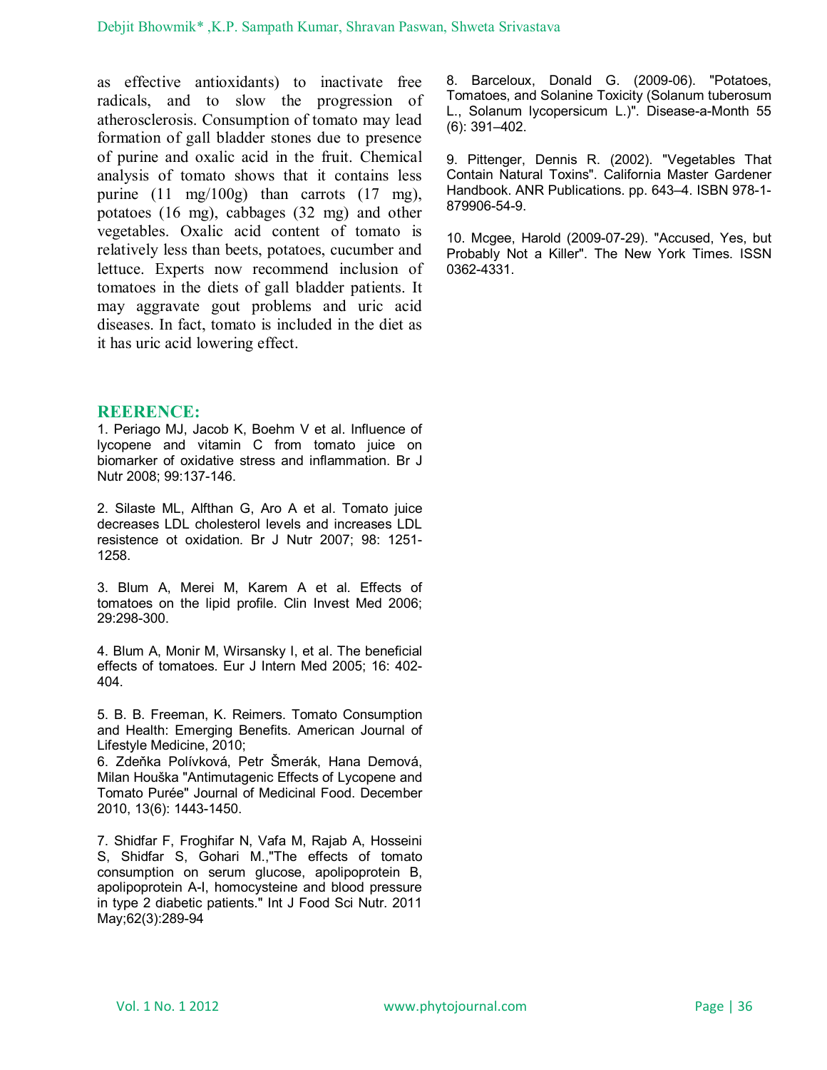as effective antioxidants) to inactivate free radicals, and to slow the progression of atherosclerosis. Consumption of tomato may lead formation of gall bladder stones due to presence of purine and oxalic acid in the fruit. Chemical analysis of tomato shows that it contains less purine (11 mg/100g) than carrots (17 mg), potatoes (16 mg), cabbages (32 mg) and other vegetables. Oxalic acid content of tomato is relatively less than beets, potatoes, cucumber and lettuce. Experts now recommend inclusion of tomatoes in the diets of gall bladder patients. It may aggravate gout problems and uric acid diseases. In fact, tomato is included in the diet as it has uric acid lowering effect.

## REERENCE:

1. Periago MJ, Jacob K, Boehm V et al. Influence of lycopene and vitamin C from tomato juice on biomarker of oxidative stress and inflammation. Br J Nutr 2008; 99:137-146.

2. Silaste ML, Alfthan G, Aro A et al. Tomato juice decreases LDL cholesterol levels and increases LDL resistence ot oxidation. Br J Nutr 2007; 98: 1251-1258.

3. Blum A, Merei M, Karem A et al. Effects of tomatoes on the lipid profile. Clin Invest Med 2006; 29:298-300.

4. Blum A, Monir M, Wirsansky I, et al. The beneficial effects of tomatoes. Eur J Intern Med 2005; 16: 402-404.

5. B. B. Freeman, K. Reimers. Tomato Consumption and Health: Emerging Benefits. American Journal of Lifestyle Medicine, 2010;

6. Zdeňka Polívková, Petr Šmerák, Hana Demová, Milan Houška "Antimutagenic Effects of Lycopene and Tomato Purée" Journal of Medicinal Food. December 2010, 13(6): 1443-1450.

7. Shidfar F, Froghifar N, Vafa M, Rajab A, Hosseini S, Shidfar S, Gohari M.,"The effects of tomato consumption on serum glucose, apolipoprotein B, apolipoprotein A-I, homocysteine and blood pressure in type 2 diabetic patients." Int J Food Sci Nutr. 2011 May;62(3):289-94

8. Barceloux, Donald G. (2009-06). "Potatoes, Tomatoes, and Solanine Toxicity (Solanum tuberosum L., Solanum lycopersicum L.)". Disease-a-Month 55 (6): 391–402.

9. Pittenger, Dennis R. (2002). "Vegetables That Contain Natural Toxins". California Master Gardener Handbook. ANR Publications. pp. 643–4. ISBN 978-1-879906-54-9.

10. Mcgee, Harold (2009-07-29). "Accused, Yes, but Probably Not a Killer". The New York Times. ISSN 0362-4331.